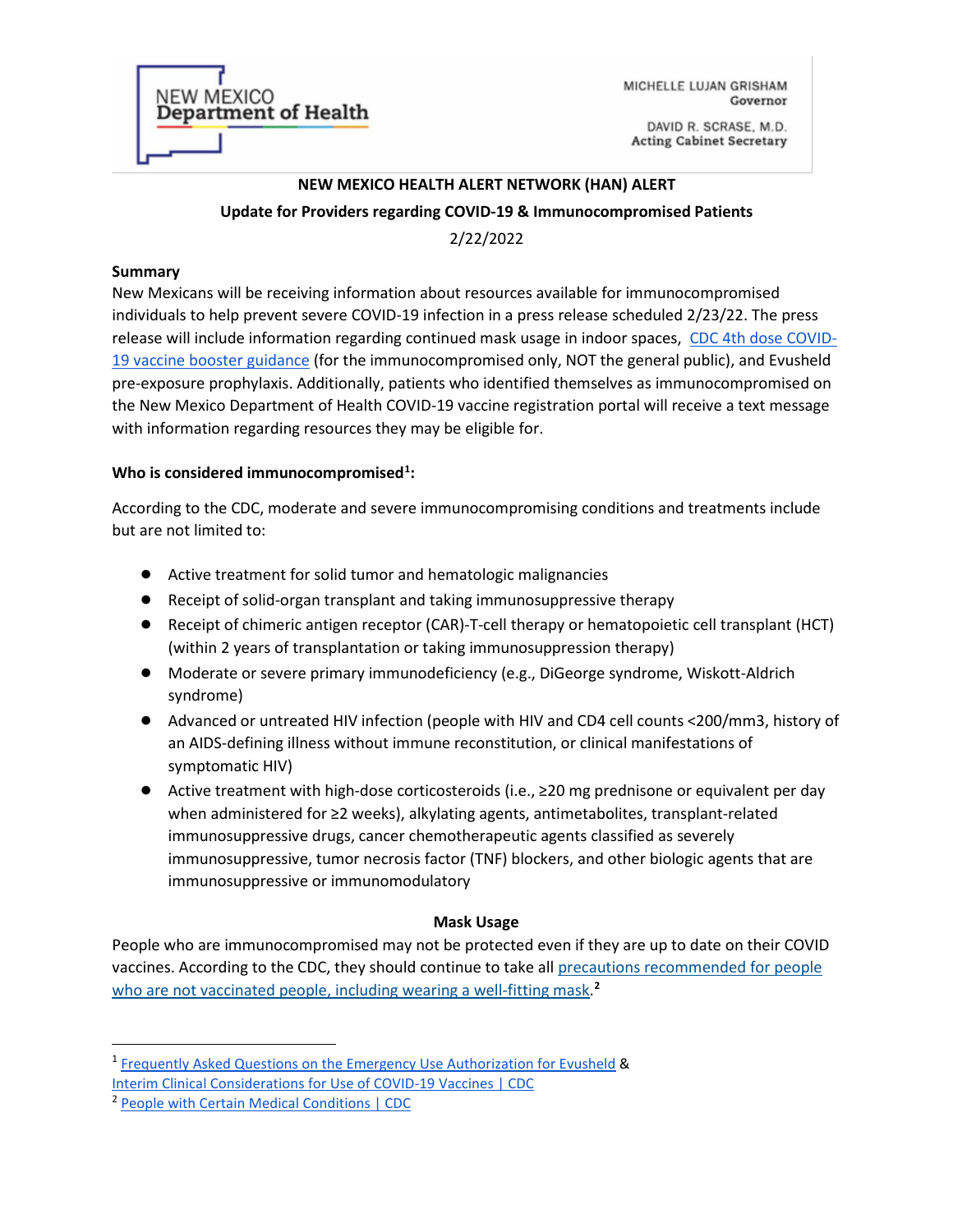NEW MEXICO Department of Health

MICHELLE LUJAN GRISHAM
Governor

DAVID R. SCRASE, M.D.
Acting Cabinet Secretary

# NEW MEXICO HEALTH ALERT NETWORK (HAN) ALERT

## Update for Providers regarding COVID-19 & Immunocompromised Patients

2/22/2022

### Summary

New Mexicans will be receiving information about resources available for immunocompromised individuals to help prevent severe COVID-19 infection in a press release scheduled 2/23/22. The press release will include information regarding continued mask usage in indoor spaces, CDC 4th dose COVID-19 vaccine booster guidance (for the immunocompromised only, NOT the general public), and Evusheld pre-exposure prophylaxis. Additionally, patients who identified themselves as immunocompromised on the New Mexico Department of Health COVID-19 vaccine registration portal will receive a text message with information regarding resources they may be eligible for.

### Who is considered immunocompromised[1]:

According to the CDC, moderate and severe immunocompromising conditions and treatments include but are not limited to:

- Active treatment for solid tumor and hematologic malignancies
- Receipt of solid-organ transplant and taking immunosuppressive therapy
- Receipt of chimeric antigen receptor (CAR)-T-cell therapy or hematopoietic cell transplant (HCT) (within 2 years of transplantation or taking immunosuppression therapy)
- Moderate or severe primary immunodeficiency (e.g., DiGeorge syndrome, Wiskott-Aldrich syndrome)
- Advanced or untreated HIV infection (people with HIV and CD4 cell counts <200/mm3, history of an AIDS-defining illness without immune reconstitution, or clinical manifestations of symptomatic HIV)
- Active treatment with high-dose corticosteroids (i.e., ≥20 mg prednisone or equivalent per day when administered for ≥2 weeks), alkylating agents, antimetabolites, transplant-related immunosuppressive drugs, cancer chemotherapeutic agents classified as severely immunosuppressive, tumor necrosis factor (TNF) blockers, and other biologic agents that are immunosuppressive or immunomodulatory

### Mask Usage

People who are immunocompromised may not be protected even if they are up to date on their COVID vaccines. According to the CDC, they should continue to take all precautions recommended for people who are not vaccinated people, including wearing a well-fitting mask.[2]

---

[1] Frequently Asked Questions on the Emergency Use Authorization for Evusheld & Interim Clinical Considerations for Use of COVID-19 Vaccines | CDC

[2] People with Certain Medical Conditions | CDC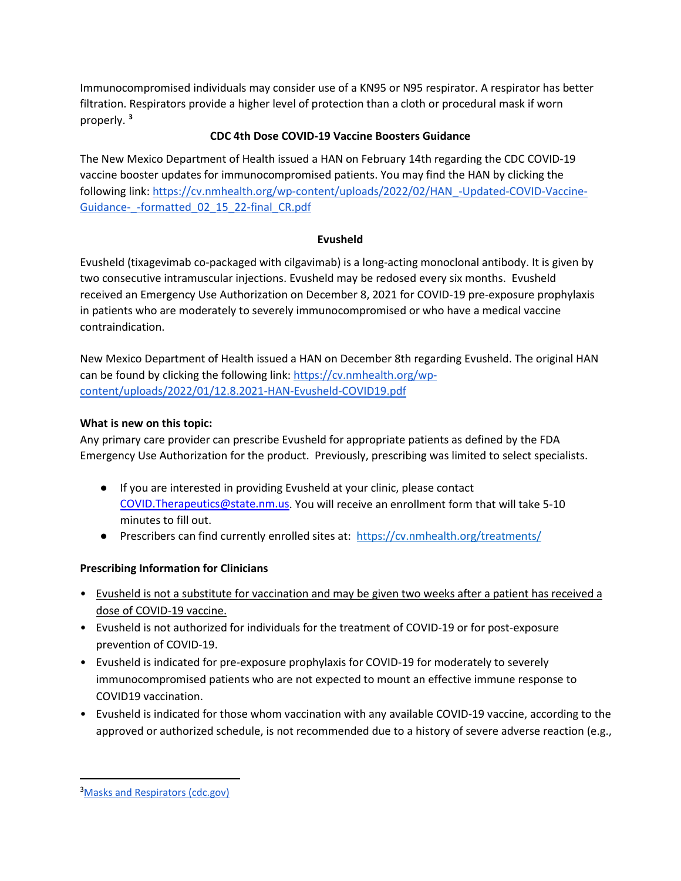Immunocompromised individuals may consider use of a KN95 or N95 respirator. A respirator has better filtration. Respirators provide a higher level of protection than a cloth or procedural mask if worn properly. [3]

**CDC 4th Dose COVID-19 Vaccine Boosters Guidance**

The New Mexico Department of Health issued a HAN on February 14th regarding the CDC COVID-19 vaccine booster updates for immunocompromised patients. You may find the HAN by clicking the following link: [https://cv.nmhealth.org/wp-content/uploads/2022/02/HAN_-Updated-COVID-Vaccine-Guidance-_-formatted_02_15_22-final_CR.pdf](https://cv.nmhealth.org/wp-content/uploads/2022/02/HAN_-Updated-COVID-Vaccine-Guidance-_-formatted_02_15_22-final_CR.pdf)

**Evusheld**

Evusheld (tixagevimab co-packaged with cilgavimab) is a long-acting monoclonal antibody. It is given by two consecutive intramuscular injections. Evusheld may be redosed every six months. Evusheld received an Emergency Use Authorization on December 8, 2021 for COVID-19 pre-exposure prophylaxis in patients who are moderately to severely immunocompromised or who have a medical vaccine contraindication.

New Mexico Department of Health issued a HAN on December 8th regarding Evusheld. The original HAN can be found by clicking the following link: [https://cv.nmhealth.org/wp-content/uploads/2022/01/12.8.2021-HAN-Evusheld-COVID19.pdf](https://cv.nmhealth.org/wp-content/uploads/2022/01/12.8.2021-HAN-Evusheld-COVID19.pdf)

**What is new on this topic:**

Any primary care provider can prescribe Evusheld for appropriate patients as defined by the FDA Emergency Use Authorization for the product. Previously, prescribing was limited to select specialists.

- If you are interested in providing Evusheld at your clinic, please contact [COVID.Therapeutics@state.nm.us](mailto:COVID.Therapeutics@state.nm.us). You will receive an enrollment form that will take 5-10 minutes to fill out.
- Prescribers can find currently enrolled sites at: [https://cv.nmhealth.org/treatments/](https://cv.nmhealth.org/treatments/)

**Prescribing Information for Clinicians**

- Evusheld is not a substitute for vaccination and may be given two weeks after a patient has received a dose of COVID-19 vaccine.
- Evusheld is not authorized for individuals for the treatment of COVID-19 or for post-exposure prevention of COVID-19.
- Evusheld is indicated for pre-exposure prophylaxis for COVID-19 for moderately to severely immunocompromised patients who are not expected to mount an effective immune response to COVID19 vaccination.
- Evusheld is indicated for those whom vaccination with any available COVID-19 vaccine, according to the approved or authorized schedule, is not recommended due to a history of severe adverse reaction (e.g.,

---

[3] [Masks and Respirators (cdc.gov)](https://www.cdc.gov)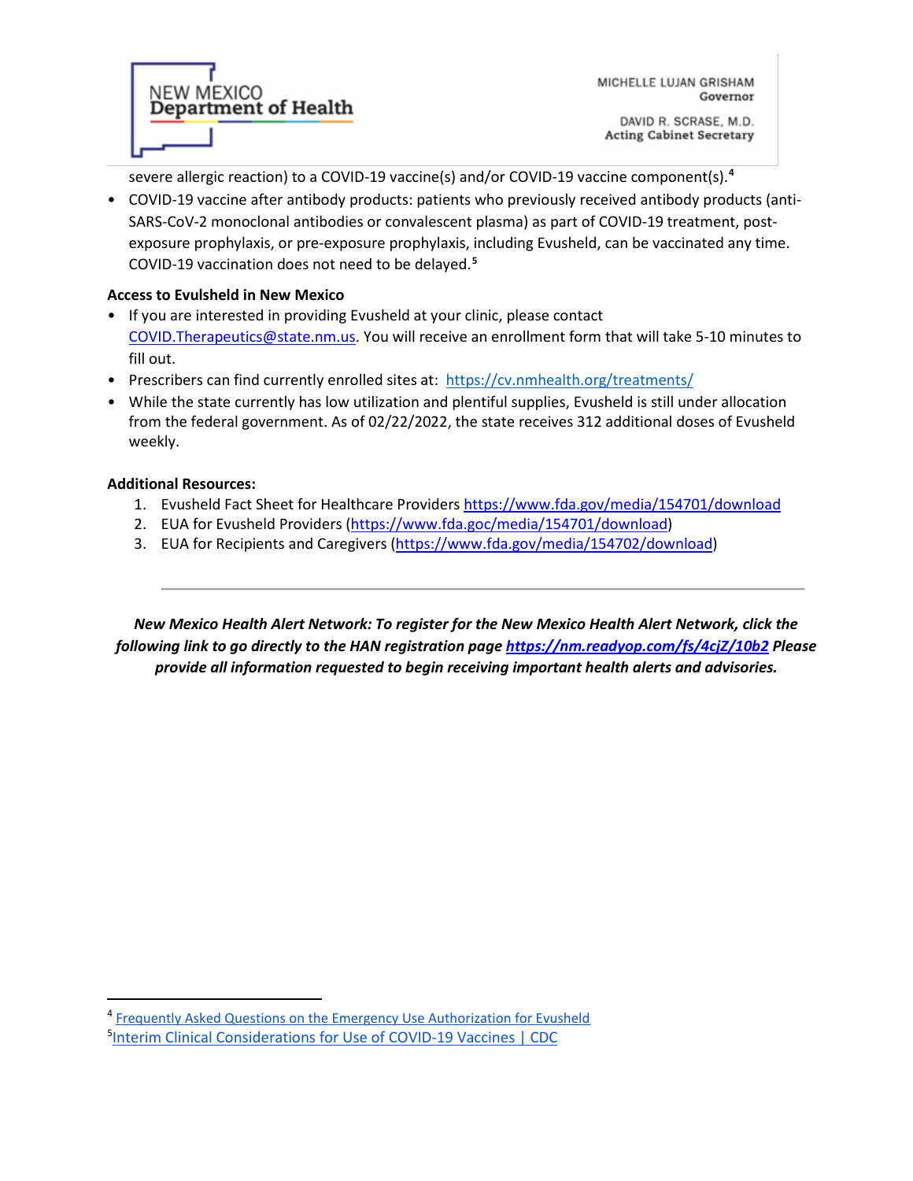severe allergic reaction) to a COVID-19 vaccine(s) and/or COVID-19 vaccine component(s).[4]

- COVID-19 vaccine after antibody products: patients who previously received antibody products (anti-SARS-CoV-2 monoclonal antibodies or convalescent plasma) as part of COVID-19 treatment, post-exposure prophylaxis, or pre-exposure prophylaxis, including Evusheld, can be vaccinated any time. COVID-19 vaccination does not need to be delayed.[5]

**Access to Evulsheld in New Mexico**

- If you are interested in providing Evusheld at your clinic, please contact COVID.Therapeutics@state.nm.us. You will receive an enrollment form that will take 5-10 minutes to fill out.
- Prescribers can find currently enrolled sites at: https://cv.nmhealth.org/treatments/
- While the state currently has low utilization and plentiful supplies, Evusheld is still under allocation from the federal government. As of 02/22/2022, the state receives 312 additional doses of Evusheld weekly.

**Additional Resources:**

1. Evusheld Fact Sheet for Healthcare Providers https://www.fda.gov/media/154701/download
2. EUA for Evusheld Providers (https://www.fda.goc/media/154701/download)
3. EUA for Recipients and Caregivers (https://www.fda.gov/media/154702/download)

---

***New Mexico Health Alert Network: To register for the New Mexico Health Alert Network, click the following link to go directly to the HAN registration page https://nm.readyop.com/fs/4cjZ/10b2 Please provide all information requested to begin receiving important health alerts and advisories.***

---

[4] Frequently Asked Questions on the Emergency Use Authorization for Evusheld

[5] Interim Clinical Considerations for Use of COVID-19 Vaccines | CDC